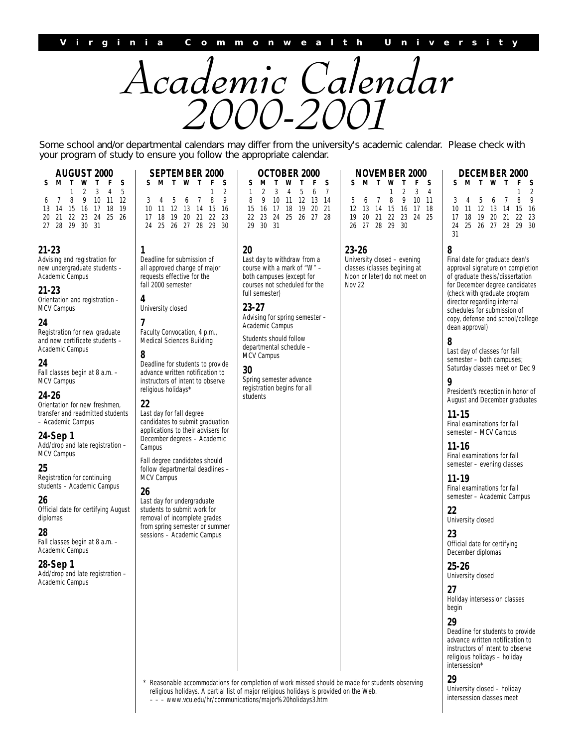**Virginia Commonwealth University**

# *Academic Calendar 2000-2001*

Some school and/or departmental calendars may differ from the university's academic calendar. Please check with your program of study to ensure you follow the appropriate calendar.

## AUGUST 2000

| S | M | T | W | T | F | S |
|---|---|---|---|---|---|---|
| | | 1 | 2 | 3 | 4 | 5 |
| 6 | 7 | 8 | 9 | 10 | 11 | 12 |
| 13 | 14 | 15 | 16 | 17 | 18 | 19 |
| 20 | 21 | 22 | 23 | 24 | 25 | 26 |
| 27 | 28 | 29 | 30 | 31 | | |

**21-23**
Advising and registration for new undergraduate students – Academic Campus

**21-23**
Orientation and registration – MCV Campus

**24**
Registration for new graduate and new certificate students – Academic Campus

**24**
Fall classes begin at 8 a.m. – MCV Campus

**24-26**
Orientation for new freshmen, transfer and readmitted students – Academic Campus

**24-Sep 1**
Add/drop and late registration – MCV Campus

**25**
Registration for continuing students – Academic Campus

**26**
Official date for certifying August diplomas

**28**
Fall classes begin at 8 a.m. – Academic Campus

**28-Sep 1**
Add/drop and late registration – Academic Campus

## SEPTEMBER 2000

| S | M | T | W | T | F | S |
|---|---|---|---|---|---|---|
| | | | | | 1 | 2 |
| 3 | 4 | 5 | 6 | 7 | 8 | 9 |
| 10 | 11 | 12 | 13 | 14 | 15 | 16 |
| 17 | 18 | 19 | 20 | 21 | 22 | 23 |
| 24 | 25 | 26 | 27 | 28 | 29 | 30 |

**1**
Deadline for submission of all approved change of major requests effective for the fall 2000 semester

**4**
University closed

**7**
Faculty Convocation, 4 p.m., Medical Sciences Building

**8**
Deadline for students to provide advance written notification to instructors of intent to observe religious holidays*

**22**
Last day for fall degree candidates to submit graduation applications to their advisers for December degrees – Academic Campus

Fall degree candidates should follow departmental deadlines – MCV Campus

**26**
Last day for undergraduate students to submit work for removal of incomplete grades from spring semester or summer sessions – Academic Campus

## OCTOBER 2000

| S | M | T | W | T | F | S |
|---|---|---|---|---|---|---|
| 1 | 2 | 3 | 4 | 5 | 6 | 7 |
| 8 | 9 | 10 | 11 | 12 | 13 | 14 |
| 15 | 16 | 17 | 18 | 19 | 20 | 21 |
| 22 | 23 | 24 | 25 | 26 | 27 | 28 |
| 29 | 30 | 31 | | | | |

**20**
Last day to withdraw from a course with a mark of "W" – both campuses (except for courses not scheduled for the full semester)

**23-27**
Advising for spring semester – Academic Campus

Students should follow departmental schedule – MCV Campus

**30**
Spring semester advance registration begins for all students

## NOVEMBER 2000

| S | M | T | W | T | F | S |
|---|---|---|---|---|---|---|
| | | | 1 | 2 | 3 | 4 |
| 5 | 6 | 7 | 8 | 9 | 10 | 11 |
| 12 | 13 | 14 | 15 | 16 | 17 | 18 |
| 19 | 20 | 21 | 22 | 23 | 24 | 25 |
| 26 | 27 | 28 | 29 | 30 | | |

**23-26**
University closed – evening classes (classes begining at Noon or later) do not meet on Nov 22

## DECEMBER 2000

| S | M | T | W | T | F | S |
|---|---|---|---|---|---|---|
| | | | | | 1 | 2 |
| 3 | 4 | 5 | 6 | 7 | 8 | 9 |
| 10 | 11 | 12 | 13 | 14 | 15 | 16 |
| 17 | 18 | 19 | 20 | 21 | 22 | 23 |
| 24 | 25 | 26 | 27 | 28 | 29 | 30 |
| 31 | | | | | | |

**8**
Final date for graduate dean's approval signature on completion of graduate thesis/dissertation for December degree candidates (check with graduate program director regarding internal schedules for submission of copy, defense and school/college dean approval)

**8**
Last day of classes for fall semester – both campuses; Saturday classes meet on Dec 9

**9**
President's reception in honor of August and December graduates

**11-15**
Final examinations for fall semester – MCV Campus

**11-16**
Final examinations for fall semester – evening classes

**11-19**
Final examinations for fall semester – Academic Campus

**22**
University closed

**23**
Official date for certifying December diplomas

**25-26**
University closed

**27**
Holiday intersession classes begin

**29**
Deadline for students to provide advance written notification to instructors of intent to observe religious holidays – holiday intersession*

**29**
University closed – holiday intersession classes meet

\* Reasonable accommodations for completion of work missed should be made for students observing religious holidays. A partial list of major religious holidays is provided on the Web.
– – – www.vcu.edu/hr/communications/major%20holidays3.htm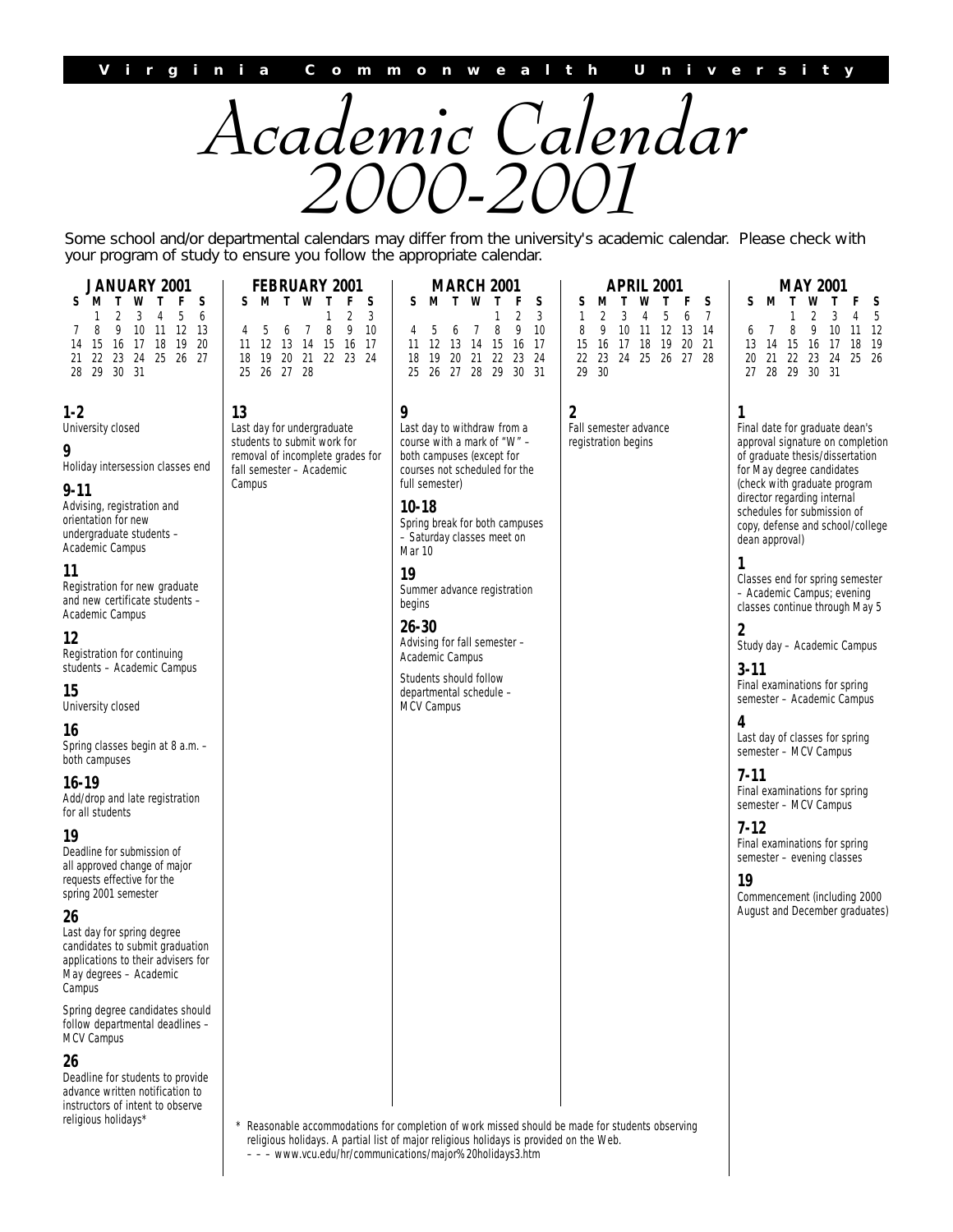Virginia Commonwealth University

# Academic Calendar 2000-2001

Some school and/or departmental calendars may differ from the university's academic calendar. Please check with your program of study to ensure you follow the appropriate calendar.

## JANUARY 2001

| S | M | T | W | T | F | S |
|---|---|---|---|---|---|---|
| | 1 | 2 | 3 | 4 | 5 | 6 |
| 7 | 8 | 9 | 10 | 11 | 12 | 13 |
| 14 | 15 | 16 | 17 | 18 | 19 | 20 |
| 21 | 22 | 23 | 24 | 25 | 26 | 27 |
| 28 | 29 | 30 | 31 | | | |

**1-2**
University closed

**9**
Holiday intersession classes end

**9-11**
Advising, registration and orientation for new undergraduate students – Academic Campus

**11**
Registration for new graduate and new certificate students – Academic Campus

**12**
Registration for continuing students – Academic Campus

**15**
University closed

**16**
Spring classes begin at 8 a.m. – both campuses

**16-19**
Add/drop and late registration for all students

**19**
Deadline for submission of all approved change of major requests effective for the spring 2001 semester

**26**
Last day for spring degree candidates to submit graduation applications to their advisers for May degrees – Academic Campus

Spring degree candidates should follow departmental deadlines – MCV Campus

**26**
Deadline for students to provide advance written notification to instructors of intent to observe religious holidays*

## FEBRUARY 2001

| S | M | T | W | T | F | S |
|---|---|---|---|---|---|---|
| | | | | 1 | 2 | 3 |
| 4 | 5 | 6 | 7 | 8 | 9 | 10 |
| 11 | 12 | 13 | 14 | 15 | 16 | 17 |
| 18 | 19 | 20 | 21 | 22 | 23 | 24 |
| 25 | 26 | 27 | 28 | | | |

**13**
Last day for undergraduate students to submit work for removal of incomplete grades for fall semester – Academic Campus

## MARCH 2001

| S | M | T | W | T | F | S |
|---|---|---|---|---|---|---|
| | | | | 1 | 2 | 3 |
| 4 | 5 | 6 | 7 | 8 | 9 | 10 |
| 11 | 12 | 13 | 14 | 15 | 16 | 17 |
| 18 | 19 | 20 | 21 | 22 | 23 | 24 |
| 25 | 26 | 27 | 28 | 29 | 30 | 31 |

**9**
Last day to withdraw from a course with a mark of "W" – both campuses (except for courses not scheduled for the full semester)

**10-18**
Spring break for both campuses – Saturday classes meet on Mar 10

**19**
Summer advance registration begins

**26-30**
Advising for fall semester – Academic Campus

Students should follow departmental schedule – MCV Campus

## APRIL 2001

| S | M | T | W | T | F | S |
|---|---|---|---|---|---|---|
| 1 | 2 | 3 | 4 | 5 | 6 | 7 |
| 8 | 9 | 10 | 11 | 12 | 13 | 14 |
| 15 | 16 | 17 | 18 | 19 | 20 | 21 |
| 22 | 23 | 24 | 25 | 26 | 27 | 28 |
| 29 | 30 | | | | | |

**2**
Fall semester advance registration begins

## MAY 2001

| S | M | T | W | T | F | S |
|---|---|---|---|---|---|---|
| | | 1 | 2 | 3 | 4 | 5 |
| 6 | 7 | 8 | 9 | 10 | 11 | 12 |
| 13 | 14 | 15 | 16 | 17 | 18 | 19 |
| 20 | 21 | 22 | 23 | 24 | 25 | 26 |
| 27 | 28 | 29 | 30 | 31 | | |

**1**
Final date for graduate dean's approval signature on completion of graduate thesis/dissertation for May degree candidates (check with graduate program director regarding internal schedules for submission of copy, defense and school/college dean approval)

**1**
Classes end for spring semester – Academic Campus; evening classes continue through May 5

**2**
Study day – Academic Campus

**3-11**
Final examinations for spring semester – Academic Campus

**4**
Last day of classes for spring semester – MCV Campus

**7-11**
Final examinations for spring semester – MCV Campus

**7-12**
Final examinations for spring semester – evening classes

**19**
Commencement (including 2000 August and December graduates)

\* Reasonable accommodations for completion of work missed should be made for students observing religious holidays. A partial list of major religious holidays is provided on the Web.
– – – www.vcu.edu/hr/communications/major%20holidays3.htm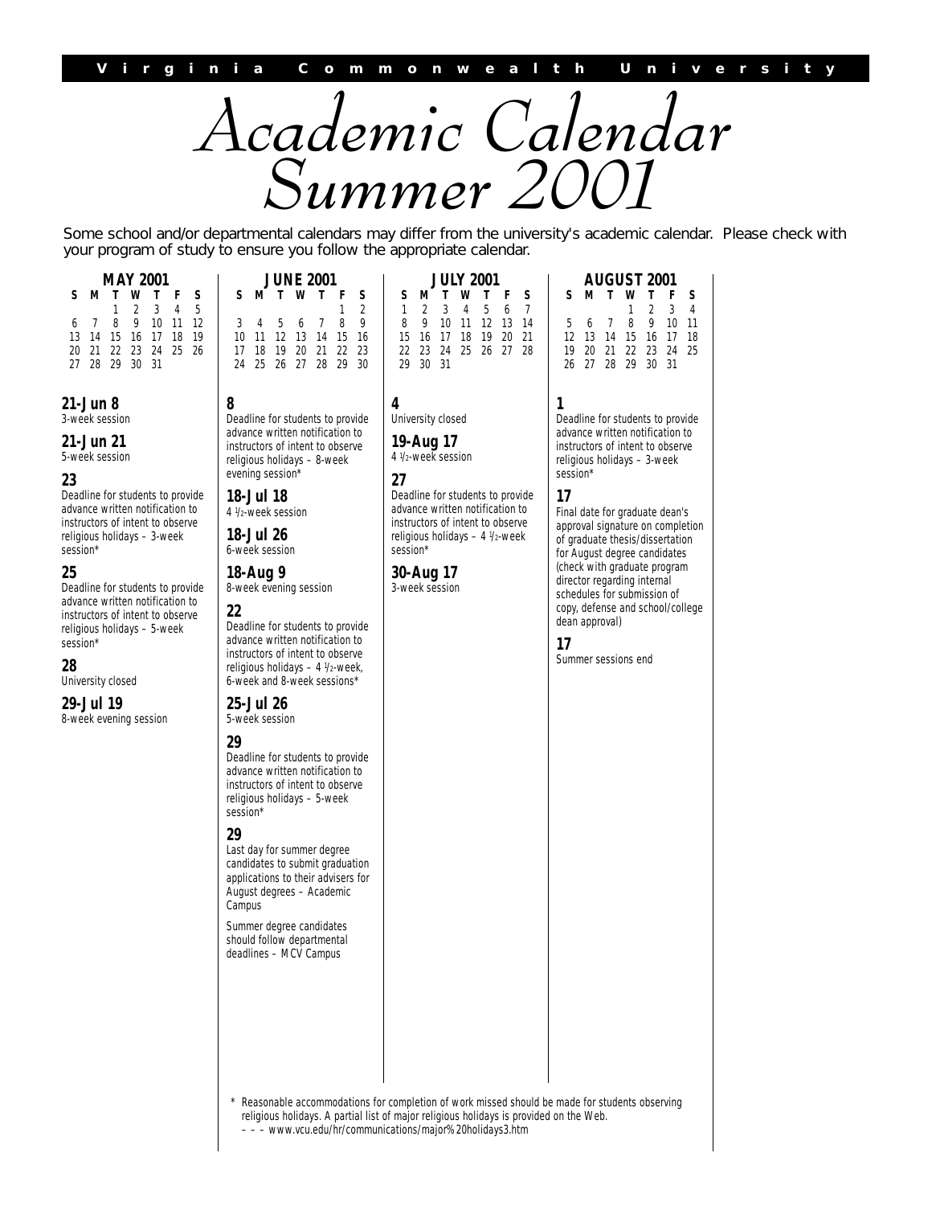**Virginia Commonwealth University**

# Academic Calendar Summer 2001

Some school and/or departmental calendars may differ from the university's academic calendar. Please check with your program of study to ensure you follow the appropriate calendar.

## MAY 2001

| S | M | T | W | T | F | S |
|---|---|---|---|---|---|---|
| | | 1 | 2 | 3 | 4 | 5 |
| 6 | 7 | 8 | 9 | 10 | 11 | 12 |
| 13 | 14 | 15 | 16 | 17 | 18 | 19 |
| 20 | 21 | 22 | 23 | 24 | 25 | 26 |
| 27 | 28 | 29 | 30 | 31 | | |

**21-Jun 8**
3-week session

**21-Jun 21**
5-week session

**23**
Deadline for students to provide advance written notification to instructors of intent to observe religious holidays – 3-week session*

**25**
Deadline for students to provide advance written notification to instructors of intent to observe religious holidays – 5-week session*

**28**
University closed

**29-Jul 19**
8-week evening session

## JUNE 2001

| S | M | T | W | T | F | S |
|---|---|---|---|---|---|---|
| | | | | | 1 | 2 |
| 3 | 4 | 5 | 6 | 7 | 8 | 9 |
| 10 | 11 | 12 | 13 | 14 | 15 | 16 |
| 17 | 18 | 19 | 20 | 21 | 22 | 23 |
| 24 | 25 | 26 | 27 | 28 | 29 | 30 |

**8**
Deadline for students to provide advance written notification to instructors of intent to observe religious holidays – 8-week evening session*

**18-Jul 18**
4 1/2-week session

**18-Jul 26**
6-week session

**18-Aug 9**
8-week evening session

**22**
Deadline for students to provide advance written notification to instructors of intent to observe religious holidays – 4 1/2-week, 6-week and 8-week sessions*

**25-Jul 26**
5-week session

**29**
Deadline for students to provide advance written notification to instructors of intent to observe religious holidays – 5-week session*

**29**
Last day for summer degree candidates to submit graduation applications to their advisers for August degrees – Academic Campus

Summer degree candidates should follow departmental deadlines – MCV Campus

## JULY 2001

| S | M | T | W | T | F | S |
|---|---|---|---|---|---|---|
| 1 | 2 | 3 | 4 | 5 | 6 | 7 |
| 8 | 9 | 10 | 11 | 12 | 13 | 14 |
| 15 | 16 | 17 | 18 | 19 | 20 | 21 |
| 22 | 23 | 24 | 25 | 26 | 27 | 28 |
| 29 | 30 | 31 | | | | |

**4**
University closed

**19-Aug 17**
4 1/2-week session

**27**
Deadline for students to provide advance written notification to instructors of intent to observe religious holidays – 4 1/2-week session*

**30-Aug 17**
3-week session

## AUGUST 2001

| S | M | T | W | T | F | S |
|---|---|---|---|---|---|---|
| | | | 1 | 2 | 3 | 4 |
| 5 | 6 | 7 | 8 | 9 | 10 | 11 |
| 12 | 13 | 14 | 15 | 16 | 17 | 18 |
| 19 | 20 | 21 | 22 | 23 | 24 | 25 |
| 26 | 27 | 28 | 29 | 30 | 31 | |

**1**
Deadline for students to provide advance written notification to instructors of intent to observe religious holidays – 3-week session*

**17**
Final date for graduate dean's approval signature on completion of graduate thesis/dissertation for August degree candidates (check with graduate program director regarding internal schedules for submission of copy, defense and school/college dean approval)

**17**
Summer sessions end

\* Reasonable accommodations for completion of work missed should be made for students observing religious holidays. A partial list of major religious holidays is provided on the Web.
– – – www.vcu.edu/hr/communications/major%20holidays3.htm